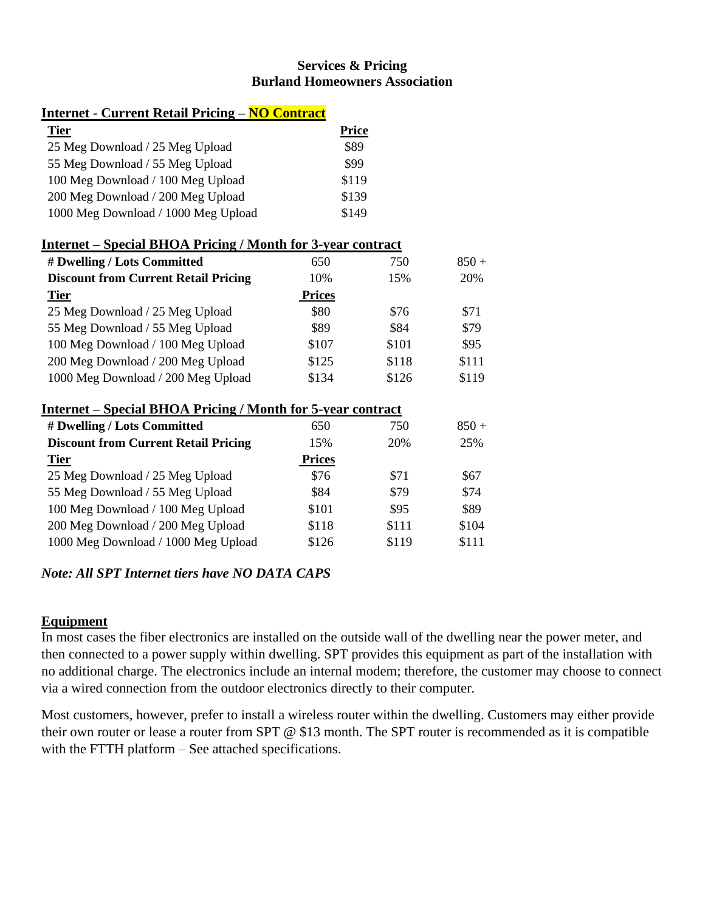**Services & Pricing**
**Burland Homeowners Association**

## Internet - Current Retail Pricing – NO Contract

| Tier | Price |
|---|---|
| 25 Meg Download / 25 Meg Upload | $89 |
| 55 Meg Download / 55 Meg Upload | $99 |
| 100 Meg Download / 100 Meg Upload | $119 |
| 200 Meg Download / 200 Meg Upload | $139 |
| 1000 Meg Download / 1000 Meg Upload | $149 |

## Internet – Special BHOA Pricing / Month for 3-year contract

| # Dwelling / Lots Committed | 650 | 750 | 850 + |
|---|---|---|---|
| **Discount from Current Retail Pricing** | 10% | 15% | 20% |
| **Tier** | **Prices** | | |
| 25 Meg Download / 25 Meg Upload | $80 | $76 | $71 |
| 55 Meg Download / 55 Meg Upload | $89 | $84 | $79 |
| 100 Meg Download / 100 Meg Upload | $107 | $101 | $95 |
| 200 Meg Download / 200 Meg Upload | $125 | $118 | $111 |
| 1000 Meg Download / 200 Meg Upload | $134 | $126 | $119 |

## Internet – Special BHOA Pricing / Month for 5-year contract

| # Dwelling / Lots Committed | 650 | 750 | 850 + |
|---|---|---|---|
| **Discount from Current Retail Pricing** | 15% | 20% | 25% |
| **Tier** | **Prices** | | |
| 25 Meg Download / 25 Meg Upload | $76 | $71 | $67 |
| 55 Meg Download / 55 Meg Upload | $84 | $79 | $74 |
| 100 Meg Download / 100 Meg Upload | $101 | $95 | $89 |
| 200 Meg Download / 200 Meg Upload | $118 | $111 | $104 |
| 1000 Meg Download / 1000 Meg Upload | $126 | $119 | $111 |

***Note: All SPT Internet tiers have NO DATA CAPS***

## Equipment

In most cases the fiber electronics are installed on the outside wall of the dwelling near the power meter, and then connected to a power supply within dwelling. SPT provides this equipment as part of the installation with no additional charge. The electronics include an internal modem; therefore, the customer may choose to connect via a wired connection from the outdoor electronics directly to their computer.

Most customers, however, prefer to install a wireless router within the dwelling. Customers may either provide their own router or lease a router from SPT @ $13 month. The SPT router is recommended as it is compatible with the FTTH platform – See attached specifications.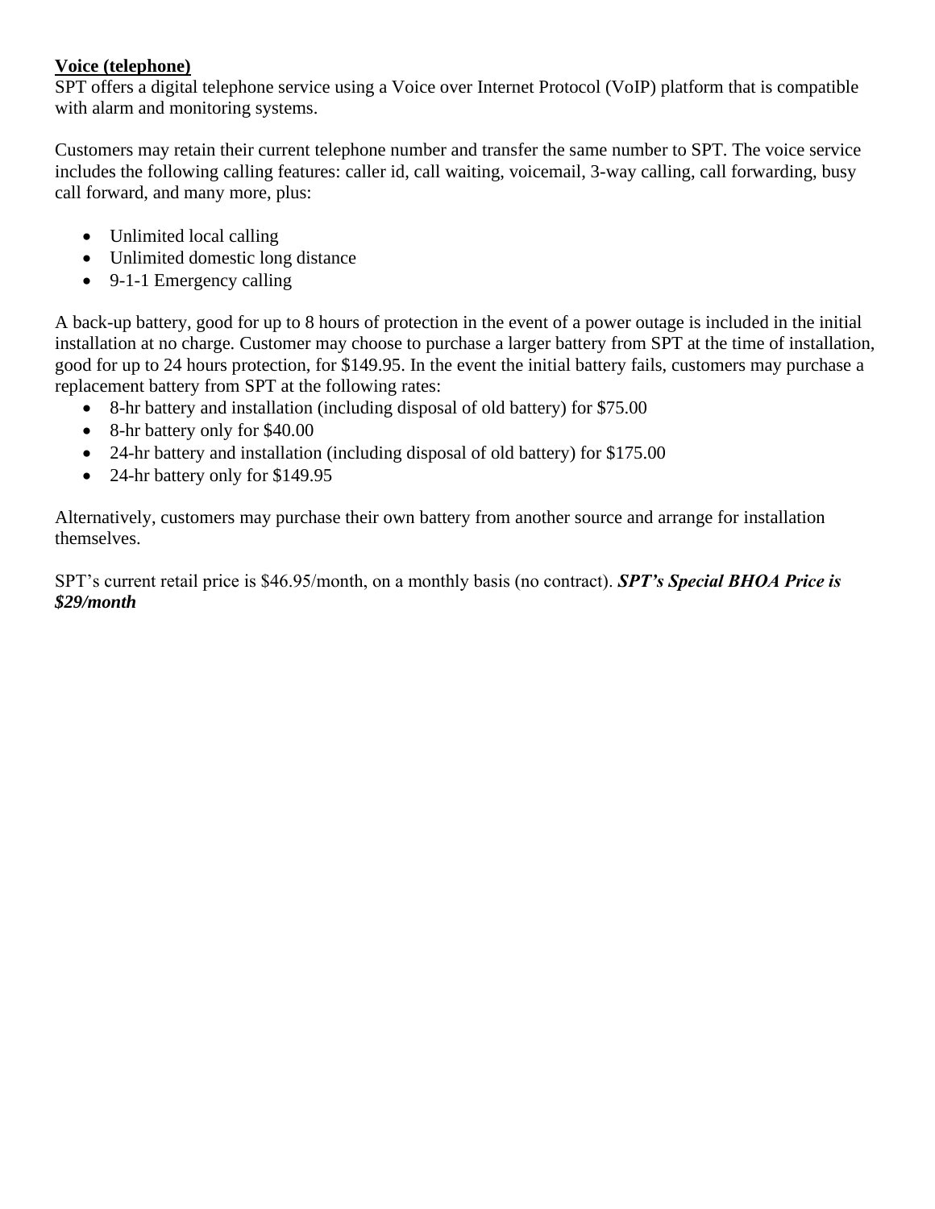**<u>Voice (telephone)</u>**

SPT offers a digital telephone service using a Voice over Internet Protocol (VoIP) platform that is compatible with alarm and monitoring systems.

Customers may retain their current telephone number and transfer the same number to SPT. The voice service includes the following calling features: caller id, call waiting, voicemail, 3-way calling, call forwarding, busy call forward, and many more, plus:

- Unlimited local calling
- Unlimited domestic long distance
- 9-1-1 Emergency calling

A back-up battery, good for up to 8 hours of protection in the event of a power outage is included in the initial installation at no charge. Customer may choose to purchase a larger battery from SPT at the time of installation, good for up to 24 hours protection, for $149.95. In the event the initial battery fails, customers may purchase a replacement battery from SPT at the following rates:

- 8-hr battery and installation (including disposal of old battery) for $75.00
- 8-hr battery only for $40.00
- 24-hr battery and installation (including disposal of old battery) for $175.00
- 24-hr battery only for $149.95

Alternatively, customers may purchase their own battery from another source and arrange for installation themselves.

SPT's current retail price is $46.95/month, on a monthly basis (no contract). ***SPT's Special BHOA Price is $29/month***